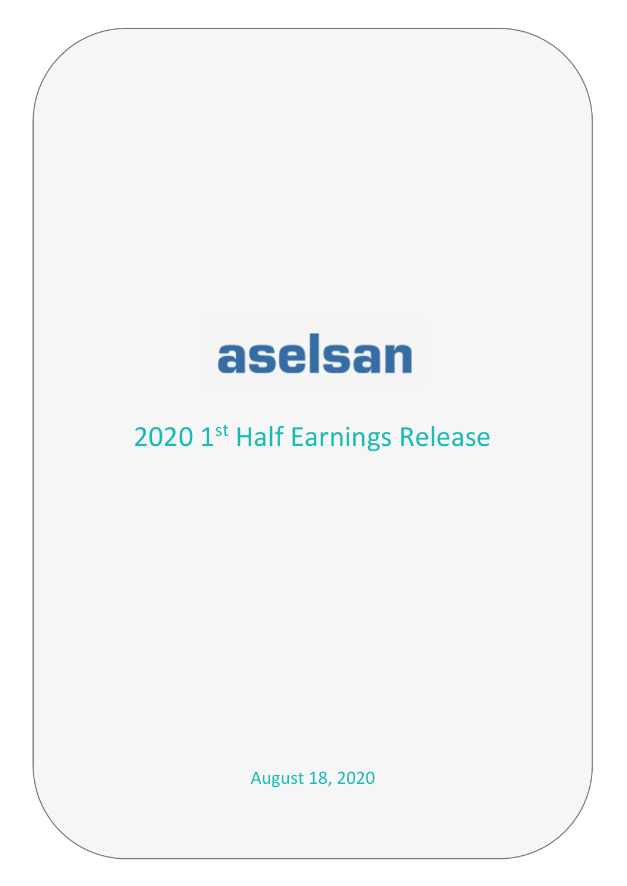aselsan

# 2020 1st Half Earnings Release

August 18, 2020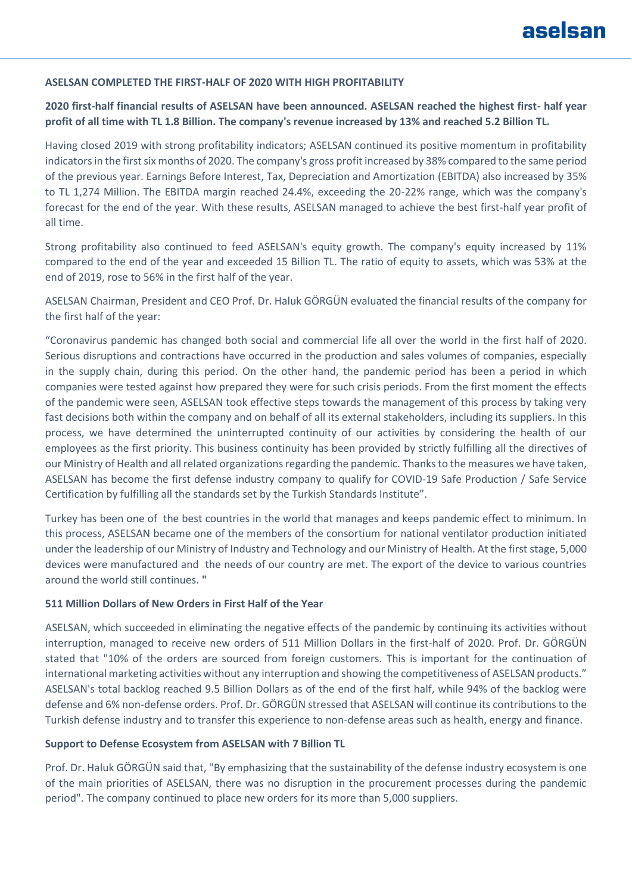**ASELSAN COMPLETED THE FIRST-HALF OF 2020 WITH HIGH PROFITABILITY**

**2020 first-half financial results of ASELSAN have been announced. ASELSAN reached the highest first- half year profit of all time with TL 1.8 Billion. The company's revenue increased by 13% and reached 5.2 Billion TL.**

Having closed 2019 with strong profitability indicators; ASELSAN continued its positive momentum in profitability indicators in the first six months of 2020. The company's gross profit increased by 38% compared to the same period of the previous year. Earnings Before Interest, Tax, Depreciation and Amortization (EBITDA) also increased by 35% to TL 1,274 Million. The EBITDA margin reached 24.4%, exceeding the 20-22% range, which was the company's forecast for the end of the year. With these results, ASELSAN managed to achieve the best first-half year profit of all time.

Strong profitability also continued to feed ASELSAN's equity growth. The company's equity increased by 11% compared to the end of the year and exceeded 15 Billion TL. The ratio of equity to assets, which was 53% at the end of 2019, rose to 56% in the first half of the year.

ASELSAN Chairman, President and CEO Prof. Dr. Haluk GÖRGÜN evaluated the financial results of the company for the first half of the year:

"Coronavirus pandemic has changed both social and commercial life all over the world in the first half of 2020. Serious disruptions and contractions have occurred in the production and sales volumes of companies, especially in the supply chain, during this period. On the other hand, the pandemic period has been a period in which companies were tested against how prepared they were for such crisis periods. From the first moment the effects of the pandemic were seen, ASELSAN took effective steps towards the management of this process by taking very fast decisions both within the company and on behalf of all its external stakeholders, including its suppliers. In this process, we have determined the uninterrupted continuity of our activities by considering the health of our employees as the first priority. This business continuity has been provided by strictly fulfilling all the directives of our Ministry of Health and all related organizations regarding the pandemic. Thanks to the measures we have taken, ASELSAN has become the first defense industry company to qualify for COVID-19 Safe Production / Safe Service Certification by fulfilling all the standards set by the Turkish Standards Institute".

Turkey has been one of the best countries in the world that manages and keeps pandemic effect to minimum. In this process, ASELSAN became one of the members of the consortium for national ventilator production initiated under the leadership of our Ministry of Industry and Technology and our Ministry of Health. At the first stage, 5,000 devices were manufactured and the needs of our country are met. The export of the device to various countries around the world still continues. "

**511 Million Dollars of New Orders in First Half of the Year**

ASELSAN, which succeeded in eliminating the negative effects of the pandemic by continuing its activities without interruption, managed to receive new orders of 511 Million Dollars in the first-half of 2020. Prof. Dr. GÖRGÜN stated that "10% of the orders are sourced from foreign customers. This is important for the continuation of international marketing activities without any interruption and showing the competitiveness of ASELSAN products." ASELSAN's total backlog reached 9.5 Billion Dollars as of the end of the first half, while 94% of the backlog were defense and 6% non-defense orders. Prof. Dr. GÖRGÜN stressed that ASELSAN will continue its contributions to the Turkish defense industry and to transfer this experience to non-defense areas such as health, energy and finance.

**Support to Defense Ecosystem from ASELSAN with 7 Billion TL**

Prof. Dr. Haluk GÖRGÜN said that, "By emphasizing that the sustainability of the defense industry ecosystem is one of the main priorities of ASELSAN, there was no disruption in the procurement processes during the pandemic period". The company continued to place new orders for its more than 5,000 suppliers.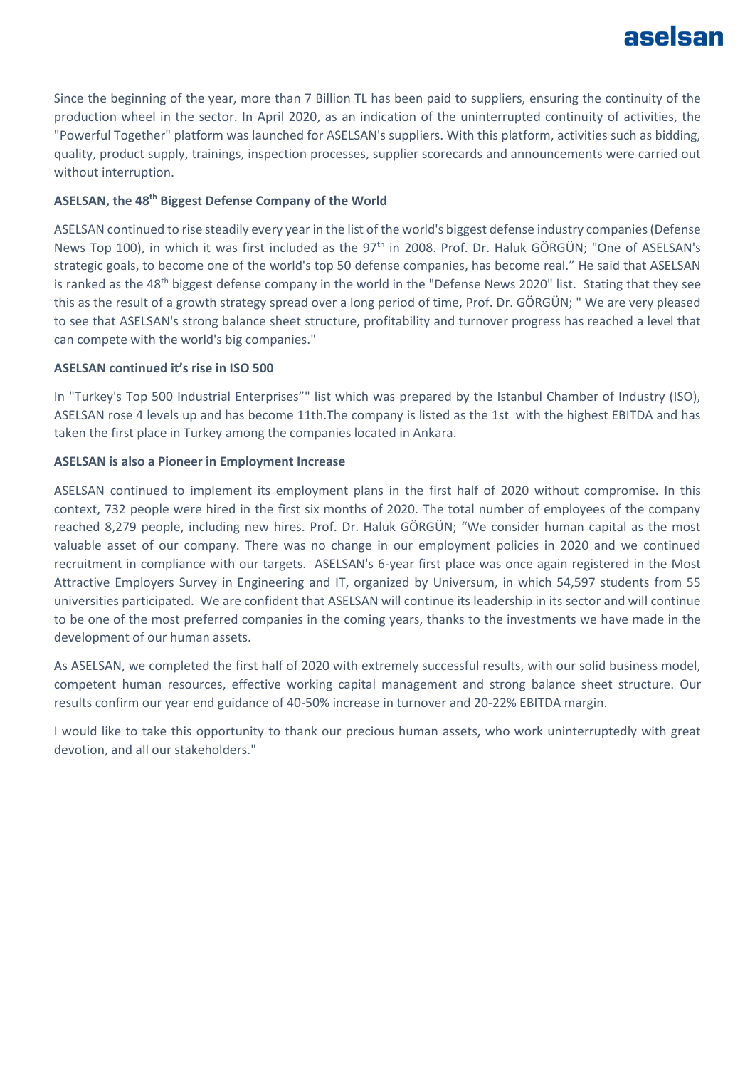Since the beginning of the year, more than 7 Billion TL has been paid to suppliers, ensuring the continuity of the production wheel in the sector. In April 2020, as an indication of the uninterrupted continuity of activities, the "Powerful Together" platform was launched for ASELSAN's suppliers. With this platform, activities such as bidding, quality, product supply, trainings, inspection processes, supplier scorecards and announcements were carried out without interruption.

**ASELSAN, the 48th Biggest Defense Company of the World**

ASELSAN continued to rise steadily every year in the list of the world's biggest defense industry companies (Defense News Top 100), in which it was first included as the 97th in 2008. Prof. Dr. Haluk GÖRGÜN; "One of ASELSAN's strategic goals, to become one of the world's top 50 defense companies, has become real." He said that ASELSAN is ranked as the 48th biggest defense company in the world in the "Defense News 2020" list. Stating that they see this as the result of a growth strategy spread over a long period of time, Prof. Dr. GÖRGÜN; " We are very pleased to see that ASELSAN's strong balance sheet structure, profitability and turnover progress has reached a level that can compete with the world's big companies."

**ASELSAN continued it's rise in ISO 500**

In "Turkey's Top 500 Industrial Enterprises"" list which was prepared by the Istanbul Chamber of Industry (ISO), ASELSAN rose 4 levels up and has become 11th.The company is listed as the 1st with the highest EBITDA and has taken the first place in Turkey among the companies located in Ankara.

**ASELSAN is also a Pioneer in Employment Increase**

ASELSAN continued to implement its employment plans in the first half of 2020 without compromise. In this context, 732 people were hired in the first six months of 2020. The total number of employees of the company reached 8,279 people, including new hires. Prof. Dr. Haluk GÖRGÜN; "We consider human capital as the most valuable asset of our company. There was no change in our employment policies in 2020 and we continued recruitment in compliance with our targets. ASELSAN's 6-year first place was once again registered in the Most Attractive Employers Survey in Engineering and IT, organized by Universum, in which 54,597 students from 55 universities participated. We are confident that ASELSAN will continue its leadership in its sector and will continue to be one of the most preferred companies in the coming years, thanks to the investments we have made in the development of our human assets.

As ASELSAN, we completed the first half of 2020 with extremely successful results, with our solid business model, competent human resources, effective working capital management and strong balance sheet structure. Our results confirm our year end guidance of 40-50% increase in turnover and 20-22% EBITDA margin.

I would like to take this opportunity to thank our precious human assets, who work uninterruptedly with great devotion, and all our stakeholders."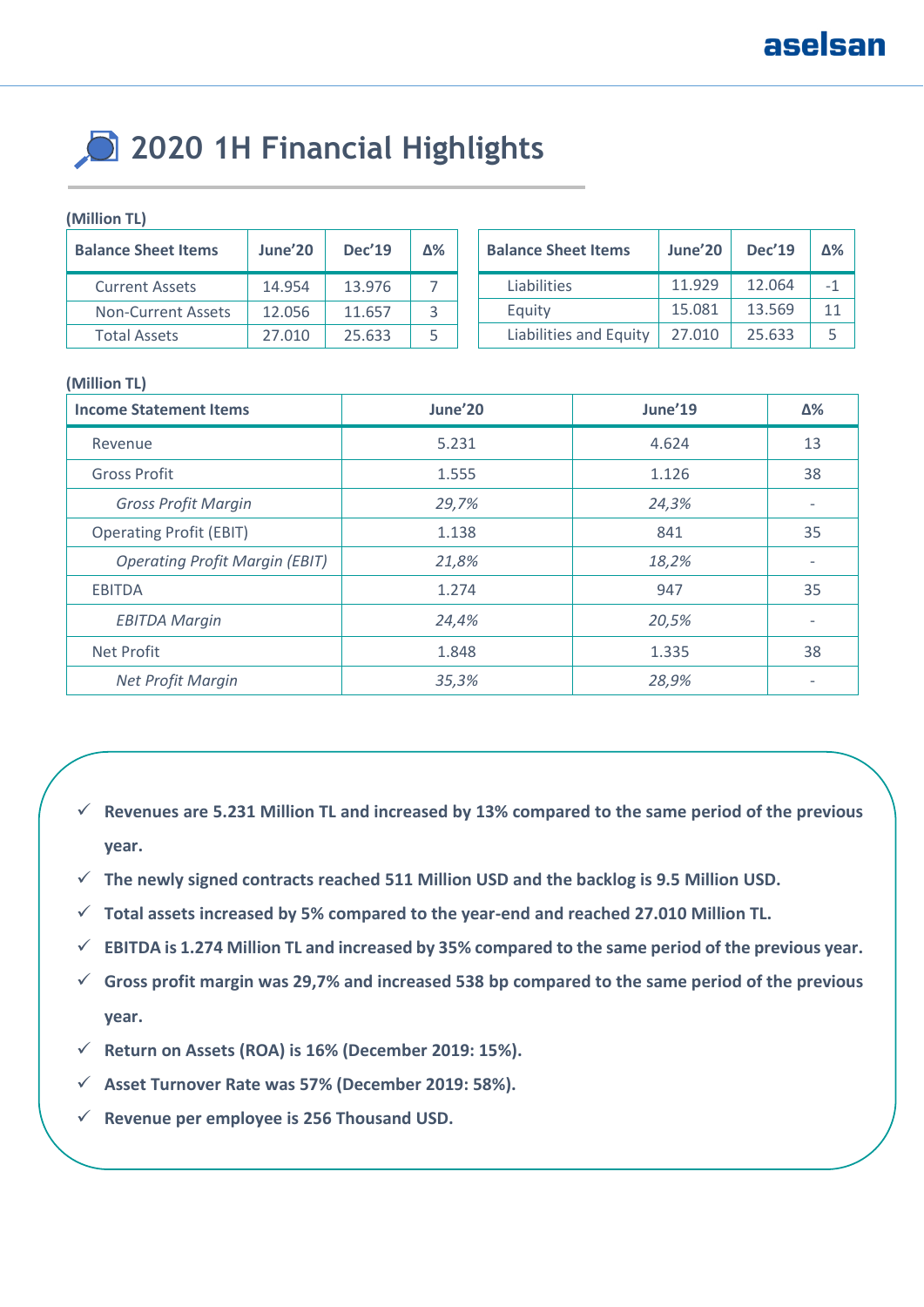# 2020 1H Financial Highlights

**(Million TL)**

| Balance Sheet Items | June'20 | Dec'19 | Δ% |
|---|---|---|---|
| Current Assets | 14.954 | 13.976 | 7 |
| Non-Current Assets | 12.056 | 11.657 | 3 |
| Total Assets | 27.010 | 25.633 | 5 |

| Balance Sheet Items | June'20 | Dec'19 | Δ% |
|---|---|---|---|
| Liabilities | 11.929 | 12.064 | -1 |
| Equity | 15.081 | 13.569 | 11 |
| Liabilities and Equity | 27.010 | 25.633 | 5 |

**(Million TL)**

| Income Statement Items | June'20 | June'19 | Δ% |
|---|---|---|---|
| Revenue | 5.231 | 4.624 | 13 |
| Gross Profit | 1.555 | 1.126 | 38 |
| *Gross Profit Margin* | *29,7%* | *24,3%* | - |
| Operating Profit (EBIT) | 1.138 | 841 | 35 |
| *Operating Profit Margin (EBIT)* | *21,8%* | *18,2%* | - |
| EBITDA | 1.274 | 947 | 35 |
| *EBITDA Margin* | *24,4%* | *20,5%* | - |
| Net Profit | 1.848 | 1.335 | 38 |
| *Net Profit Margin* | *35,3%* | *28,9%* | - |

- ✓ **Revenues are 5.231 Million TL and increased by 13% compared to the same period of the previous year.**
- ✓ **The newly signed contracts reached 511 Million USD and the backlog is 9.5 Million USD.**
- ✓ **Total assets increased by 5% compared to the year-end and reached 27.010 Million TL.**
- ✓ **EBITDA is 1.274 Million TL and increased by 35% compared to the same period of the previous year.**
- ✓ **Gross profit margin was 29,7% and increased 538 bp compared to the same period of the previous year.**
- ✓ **Return on Assets (ROA) is 16% (December 2019: 15%).**
- ✓ **Asset Turnover Rate was 57% (December 2019: 58%).**
- ✓ **Revenue per employee is 256 Thousand USD.**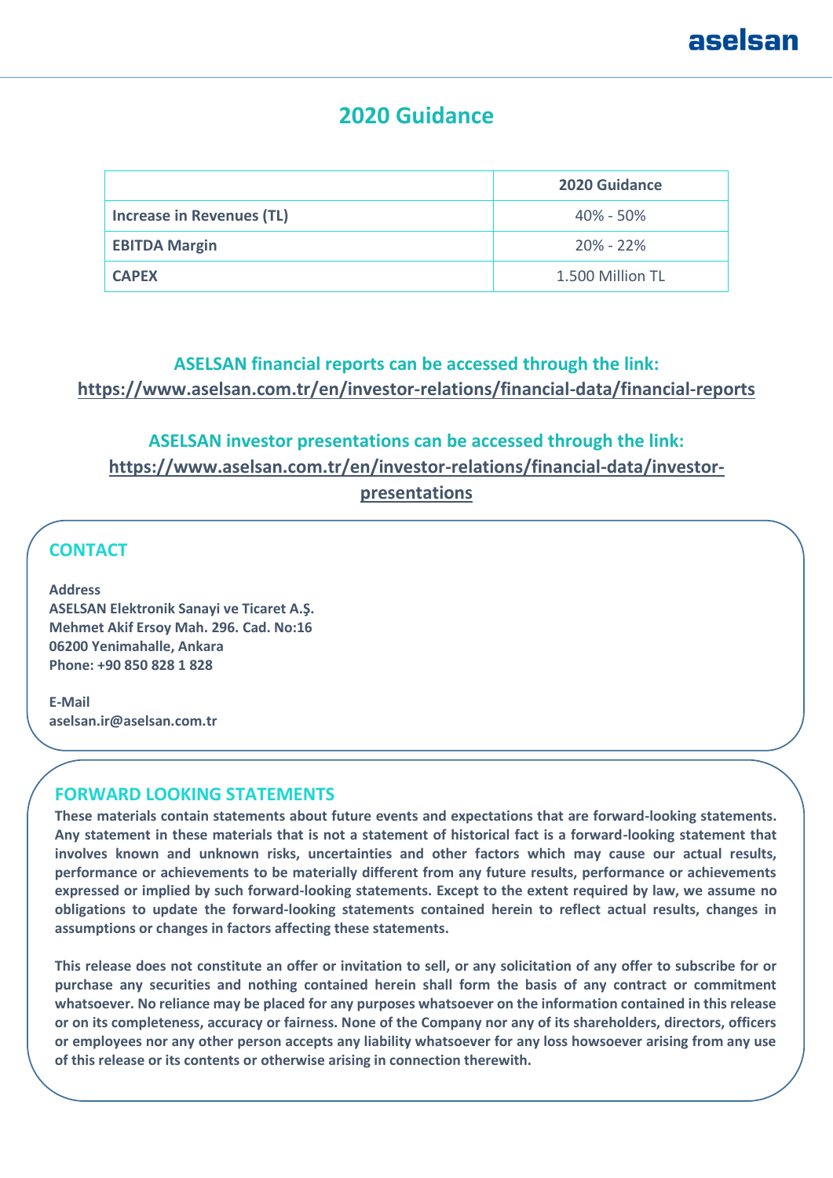## 2020 Guidance

| | 2020 Guidance |
|---|---|
| **Increase in Revenues (TL)** | 40% - 50% |
| **EBITDA Margin** | 20% - 22% |
| **CAPEX** | 1.500 Million TL |

**ASELSAN financial reports can be accessed through the link:**
**https://www.aselsan.com.tr/en/investor-relations/financial-data/financial-reports**

**ASELSAN investor presentations can be accessed through the link:**
**https://www.aselsan.com.tr/en/investor-relations/financial-data/investor-presentations**

### CONTACT

**Address**
**ASELSAN Elektronik Sanayi ve Ticaret A.Ş.**
**Mehmet Akif Ersoy Mah. 296. Cad. No:16**
**06200 Yenimahalle, Ankara**
**Phone: +90 850 828 1 828**

**E-Mail**
**aselsan.ir@aselsan.com.tr**

### FORWARD LOOKING STATEMENTS

**These materials contain statements about future events and expectations that are forward-looking statements. Any statement in these materials that is not a statement of historical fact is a forward-looking statement that involves known and unknown risks, uncertainties and other factors which may cause our actual results, performance or achievements to be materially different from any future results, performance or achievements expressed or implied by such forward-looking statements. Except to the extent required by law, we assume no obligations to update the forward-looking statements contained herein to reflect actual results, changes in assumptions or changes in factors affecting these statements.**

**This release does not constitute an offer or invitation to sell, or any solicitation of any offer to subscribe for or purchase any securities and nothing contained herein shall form the basis of any contract or commitment whatsoever. No reliance may be placed for any purposes whatsoever on the information contained in this release or on its completeness, accuracy or fairness. None of the Company nor any of its shareholders, directors, officers or employees nor any other person accepts any liability whatsoever for any loss howsoever arising from any use of this release or its contents or otherwise arising in connection therewith.**